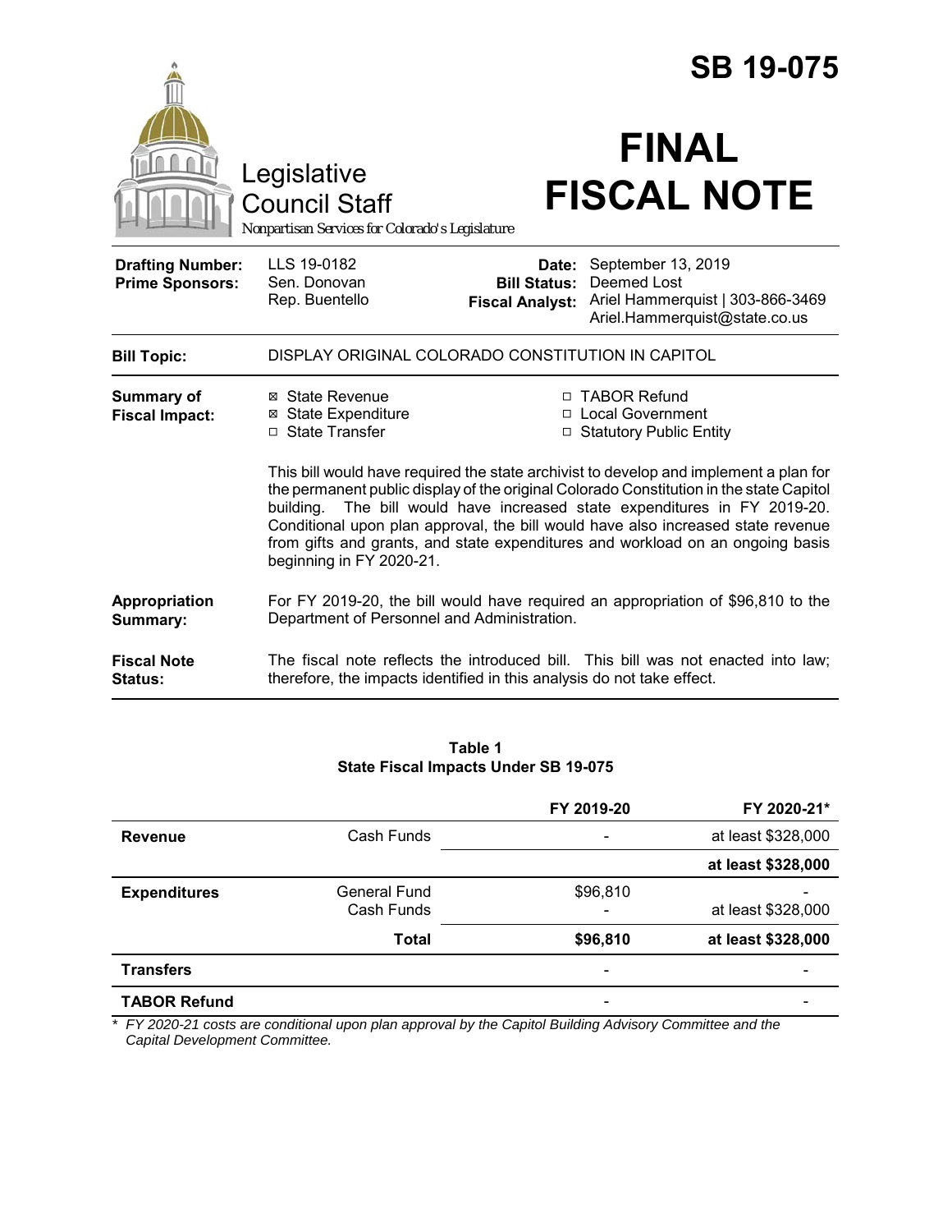# SB 19-075

Legislative Council Staff
*Nonpartisan Services for Colorado's Legislature*

# FINAL FISCAL NOTE

| | | | |
|---|---|---|---|
| **Drafting Number:** | LLS 19-0182 | **Date:** | September 13, 2019 |
| **Prime Sponsors:** | Sen. Donovan<br>Rep. Buentello | **Bill Status:** | Deemed Lost |
| | | **Fiscal Analyst:** | Ariel Hammerquist \| 303-866-3469<br>Ariel.Hammerquist@state.co.us |

**Bill Topic:** DISPLAY ORIGINAL COLORADO CONSTITUTION IN CAPITOL

**Summary of Fiscal Impact:**

- ☒ State Revenue
- ☒ State Expenditure
- ☐ State Transfer
- ☐ TABOR Refund
- ☐ Local Government
- ☐ Statutory Public Entity

This bill would have required the state archivist to develop and implement a plan for the permanent public display of the original Colorado Constitution in the state Capitol building. The bill would have increased state expenditures in FY 2019-20. Conditional upon plan approval, the bill would have also increased state revenue from gifts and grants, and state expenditures and workload on an ongoing basis beginning in FY 2020-21.

**Appropriation Summary:** For FY 2019-20, the bill would have required an appropriation of $96,810 to the Department of Personnel and Administration.

**Fiscal Note Status:** The fiscal note reflects the introduced bill. This bill was not enacted into law; therefore, the impacts identified in this analysis do not take effect.

**Table 1**
**State Fiscal Impacts Under SB 19-075**

| | | FY 2019-20 | FY 2020-21* |
|---|---|---|---|
| **Revenue** | Cash Funds | - | at least $328,000 |
| | | | **at least $328,000** |
| **Expenditures** | General Fund | $96,810 | - |
| | Cash Funds | - | at least $328,000 |
| | **Total** | **$96,810** | **at least $328,000** |
| **Transfers** | | - | - |
| **TABOR Refund** | | - | - |

*\* FY 2020-21 costs are conditional upon plan approval by the Capitol Building Advisory Committee and the Capital Development Committee.*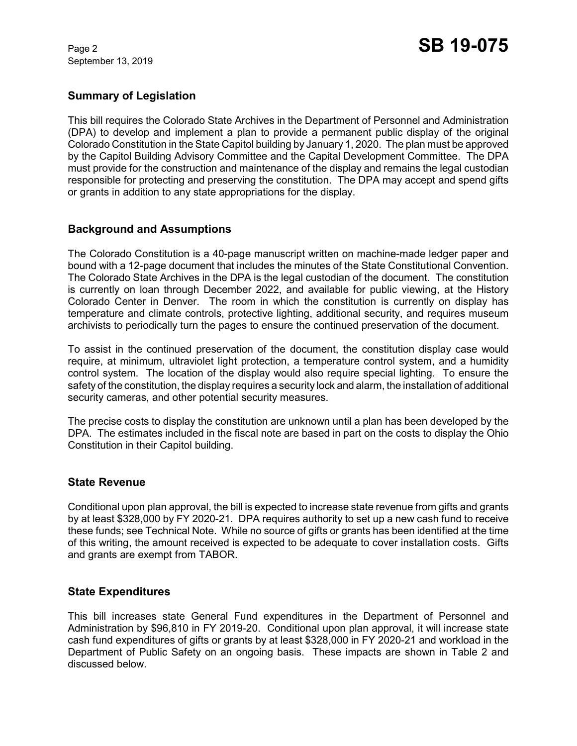## Summary of Legislation

This bill requires the Colorado State Archives in the Department of Personnel and Administration (DPA) to develop and implement a plan to provide a permanent public display of the original Colorado Constitution in the State Capitol building by January 1, 2020. The plan must be approved by the Capitol Building Advisory Committee and the Capital Development Committee. The DPA must provide for the construction and maintenance of the display and remains the legal custodian responsible for protecting and preserving the constitution. The DPA may accept and spend gifts or grants in addition to any state appropriations for the display.

## Background and Assumptions

The Colorado Constitution is a 40-page manuscript written on machine-made ledger paper and bound with a 12-page document that includes the minutes of the State Constitutional Convention. The Colorado State Archives in the DPA is the legal custodian of the document. The constitution is currently on loan through December 2022, and available for public viewing, at the History Colorado Center in Denver. The room in which the constitution is currently on display has temperature and climate controls, protective lighting, additional security, and requires museum archivists to periodically turn the pages to ensure the continued preservation of the document.

To assist in the continued preservation of the document, the constitution display case would require, at minimum, ultraviolet light protection, a temperature control system, and a humidity control system. The location of the display would also require special lighting. To ensure the safety of the constitution, the display requires a security lock and alarm, the installation of additional security cameras, and other potential security measures.

The precise costs to display the constitution are unknown until a plan has been developed by the DPA. The estimates included in the fiscal note are based in part on the costs to display the Ohio Constitution in their Capitol building.

## State Revenue

Conditional upon plan approval, the bill is expected to increase state revenue from gifts and grants by at least $328,000 by FY 2020-21. DPA requires authority to set up a new cash fund to receive these funds; see Technical Note. While no source of gifts or grants has been identified at the time of this writing, the amount received is expected to be adequate to cover installation costs. Gifts and grants are exempt from TABOR.

## State Expenditures

This bill increases state General Fund expenditures in the Department of Personnel and Administration by $96,810 in FY 2019-20. Conditional upon plan approval, it will increase state cash fund expenditures of gifts or grants by at least $328,000 in FY 2020-21 and workload in the Department of Public Safety on an ongoing basis. These impacts are shown in Table 2 and discussed below.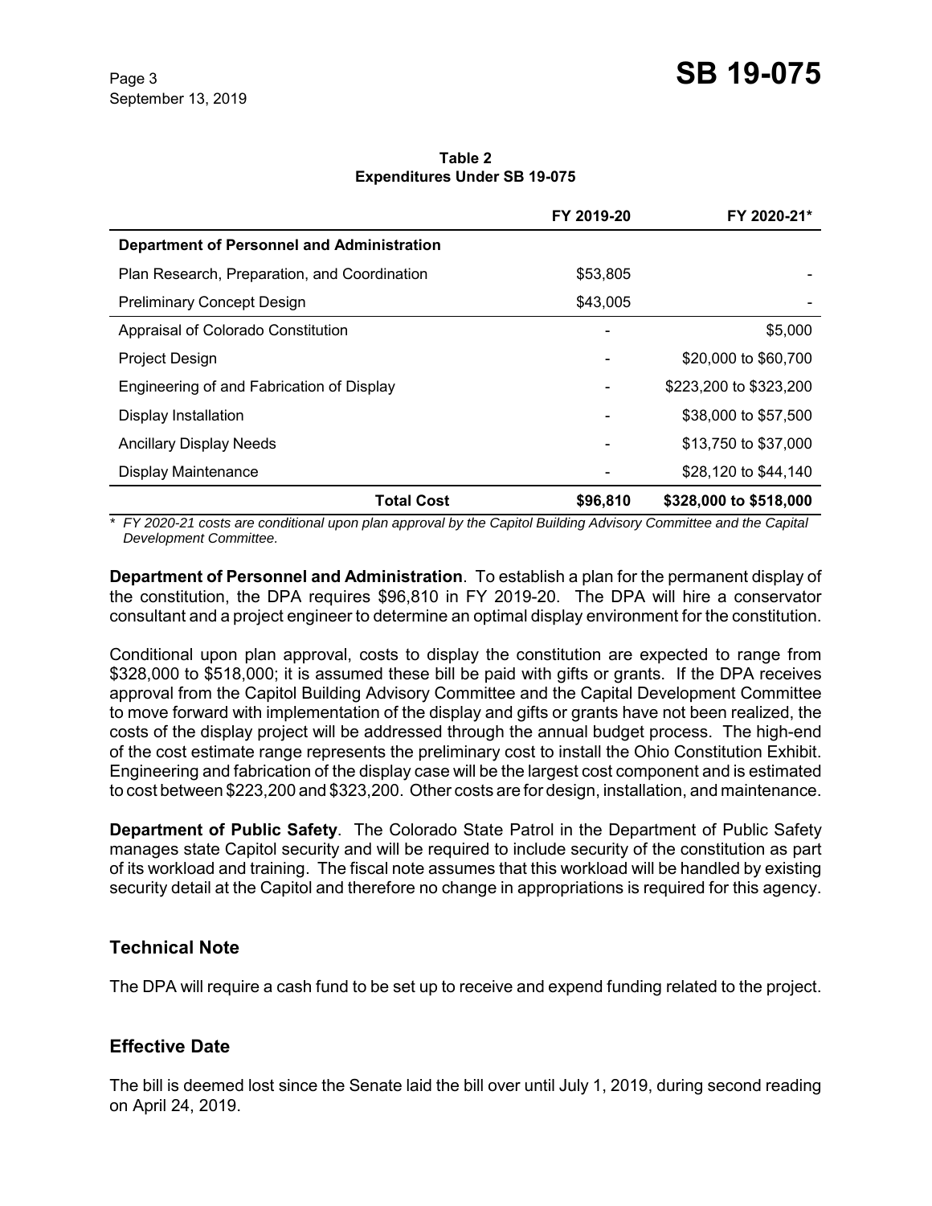**Table 2**
**Expenditures Under SB 19-075**

| | FY 2019-20 | FY 2020-21* |
|---|---|---|
| **Department of Personnel and Administration** | | |
| Plan Research, Preparation, and Coordination | $53,805 | - |
| Preliminary Concept Design | $43,005 | - |
| Appraisal of Colorado Constitution | - | $5,000 |
| Project Design | - | $20,000 to $60,700 |
| Engineering of and Fabrication of Display | - | $223,200 to $323,200 |
| Display Installation | - | $38,000 to $57,500 |
| Ancillary Display Needs | - | $13,750 to $37,000 |
| Display Maintenance | - | $28,120 to $44,140 |
| **Total Cost** | **$96,810** | **$328,000 to $518,000** |

*\* FY 2020-21 costs are conditional upon plan approval by the Capitol Building Advisory Committee and the Capital Development Committee.*

**Department of Personnel and Administration**. To establish a plan for the permanent display of the constitution, the DPA requires $96,810 in FY 2019-20. The DPA will hire a conservator consultant and a project engineer to determine an optimal display environment for the constitution.

Conditional upon plan approval, costs to display the constitution are expected to range from $328,000 to $518,000; it is assumed these bill be paid with gifts or grants. If the DPA receives approval from the Capitol Building Advisory Committee and the Capital Development Committee to move forward with implementation of the display and gifts or grants have not been realized, the costs of the display project will be addressed through the annual budget process. The high-end of the cost estimate range represents the preliminary cost to install the Ohio Constitution Exhibit. Engineering and fabrication of the display case will be the largest cost component and is estimated to cost between $223,200 and $323,200. Other costs are for design, installation, and maintenance.

**Department of Public Safety**. The Colorado State Patrol in the Department of Public Safety manages state Capitol security and will be required to include security of the constitution as part of its workload and training. The fiscal note assumes that this workload will be handled by existing security detail at the Capitol and therefore no change in appropriations is required for this agency.

## Technical Note

The DPA will require a cash fund to be set up to receive and expend funding related to the project.

## Effective Date

The bill is deemed lost since the Senate laid the bill over until July 1, 2019, during second reading on April 24, 2019.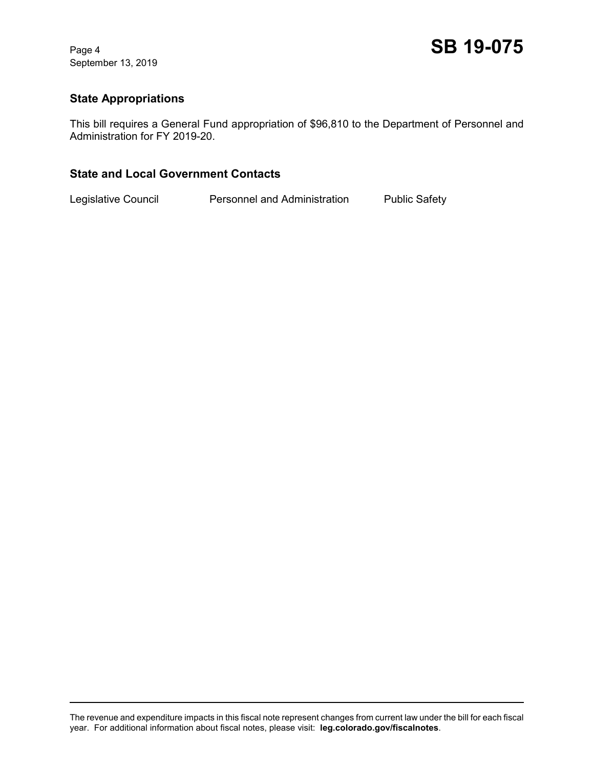## State Appropriations

This bill requires a General Fund appropriation of $96,810 to the Department of Personnel and Administration for FY 2019-20.

## State and Local Government Contacts

Legislative Council Personnel and Administration Public Safety

The revenue and expenditure impacts in this fiscal note represent changes from current law under the bill for each fiscal year. For additional information about fiscal notes, please visit: **leg.colorado.gov/fiscalnotes**.